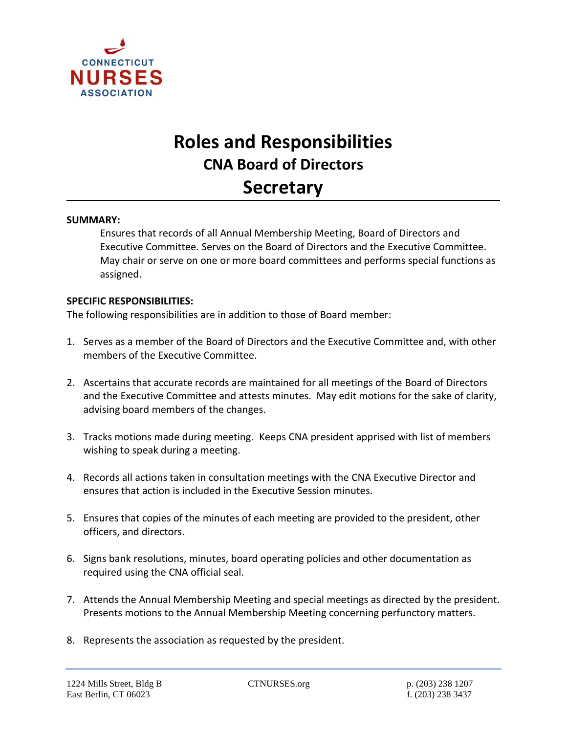CONNECTICUT NURSES ASSOCIATION

# Roles and Responsibilities

## CNA Board of Directors

# Secretary

**SUMMARY:**

Ensures that records of all Annual Membership Meeting, Board of Directors and Executive Committee. Serves on the Board of Directors and the Executive Committee. May chair or serve on one or more board committees and performs special functions as assigned.

**SPECIFIC RESPONSIBILITIES:**

The following responsibilities are in addition to those of Board member:

1. Serves as a member of the Board of Directors and the Executive Committee and, with other members of the Executive Committee.

2. Ascertains that accurate records are maintained for all meetings of the Board of Directors and the Executive Committee and attests minutes. May edit motions for the sake of clarity, advising board members of the changes.

3. Tracks motions made during meeting. Keeps CNA president apprised with list of members wishing to speak during a meeting.

4. Records all actions taken in consultation meetings with the CNA Executive Director and ensures that action is included in the Executive Session minutes.

5. Ensures that copies of the minutes of each meeting are provided to the president, other officers, and directors.

6. Signs bank resolutions, minutes, board operating policies and other documentation as required using the CNA official seal.

7. Attends the Annual Membership Meeting and special meetings as directed by the president. Presents motions to the Annual Membership Meeting concerning perfunctory matters.

8. Represents the association as requested by the president.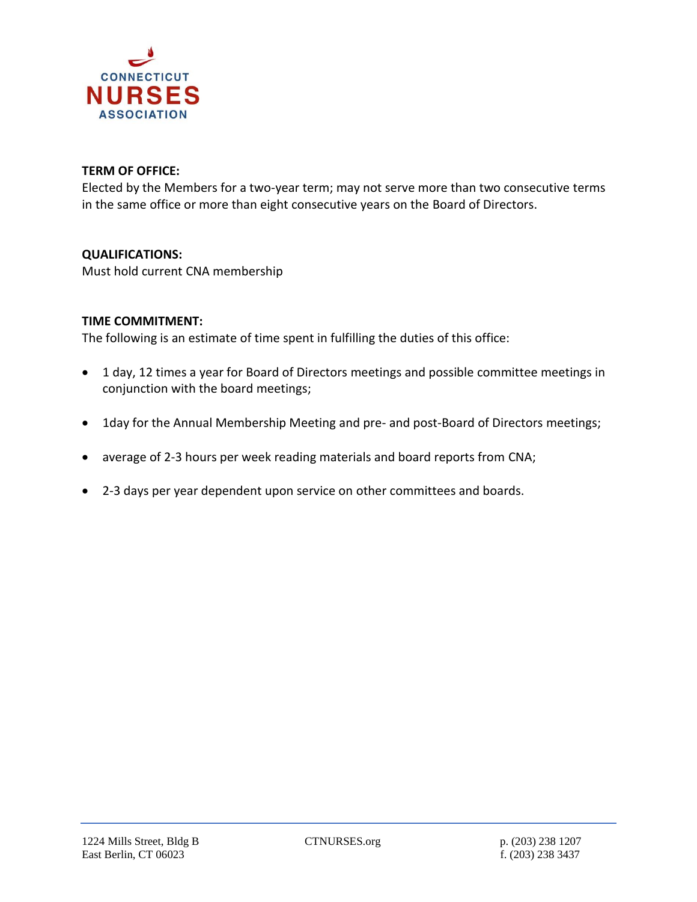**TERM OF OFFICE:**
Elected by the Members for a two-year term; may not serve more than two consecutive terms in the same office or more than eight consecutive years on the Board of Directors.

**QUALIFICATIONS:**
Must hold current CNA membership

**TIME COMMITMENT:**
The following is an estimate of time spent in fulfilling the duties of this office:

- 1 day, 12 times a year for Board of Directors meetings and possible committee meetings in conjunction with the board meetings;
- 1day for the Annual Membership Meeting and pre- and post-Board of Directors meetings;
- average of 2-3 hours per week reading materials and board reports from CNA;
- 2-3 days per year dependent upon service on other committees and boards.